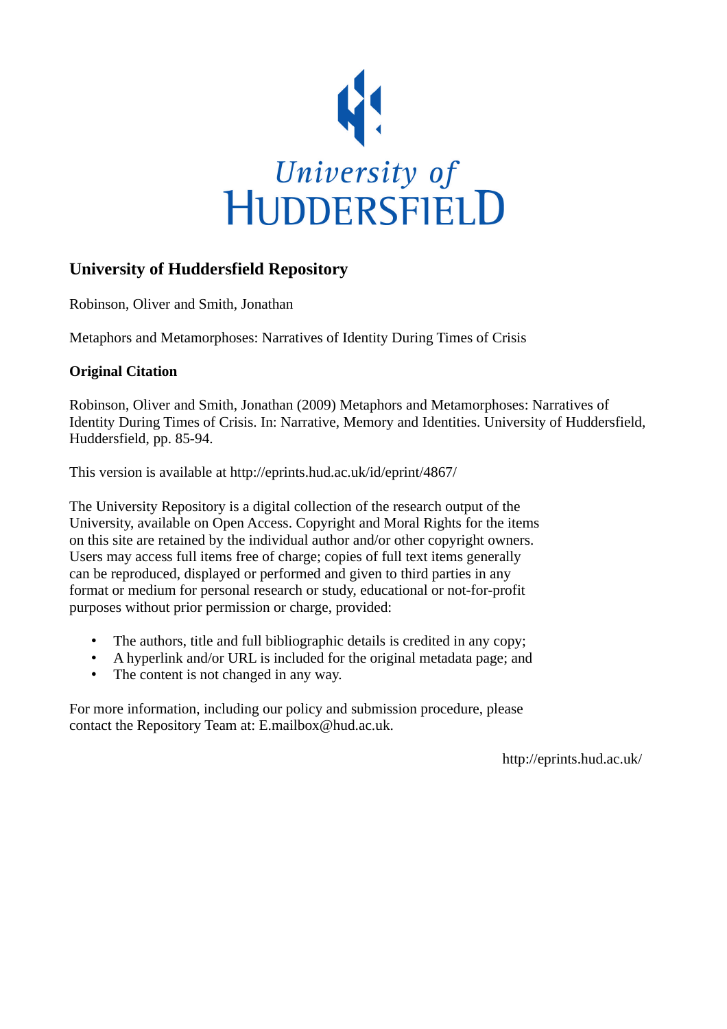University of
HUDDERSFIELD

## University of Huddersfield Repository

Robinson, Oliver and Smith, Jonathan

Metaphors and Metamorphoses: Narratives of Identity During Times of Crisis

### Original Citation

Robinson, Oliver and Smith, Jonathan (2009) Metaphors and Metamorphoses: Narratives of Identity During Times of Crisis. In: Narrative, Memory and Identities. University of Huddersfield, Huddersfield, pp. 85-94.

This version is available at http://eprints.hud.ac.uk/id/eprint/4867/

The University Repository is a digital collection of the research output of the University, available on Open Access. Copyright and Moral Rights for the items on this site are retained by the individual author and/or other copyright owners. Users may access full items free of charge; copies of full text items generally can be reproduced, displayed or performed and given to third parties in any format or medium for personal research or study, educational or not-for-profit purposes without prior permission or charge, provided:

- The authors, title and full bibliographic details is credited in any copy;
- A hyperlink and/or URL is included for the original metadata page; and
- The content is not changed in any way.

For more information, including our policy and submission procedure, please contact the Repository Team at: E.mailbox@hud.ac.uk.

http://eprints.hud.ac.uk/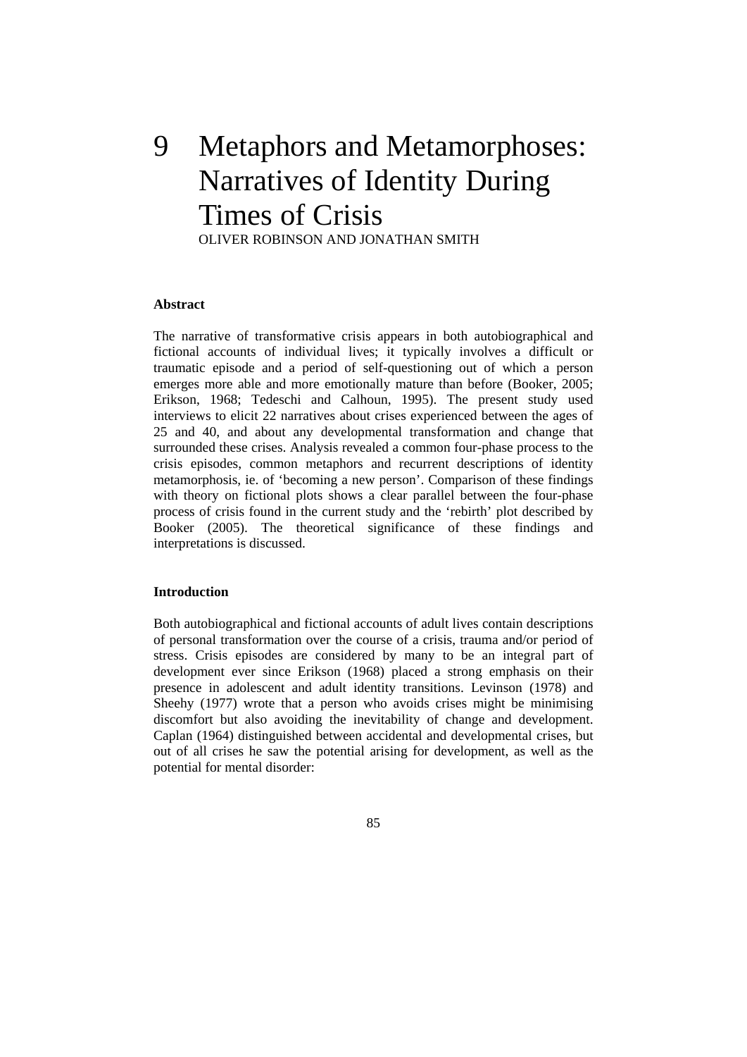# 9 Metaphors and Metamorphoses: Narratives of Identity During Times of Crisis

OLIVER ROBINSON AND JONATHAN SMITH

**Abstract**

The narrative of transformative crisis appears in both autobiographical and fictional accounts of individual lives; it typically involves a difficult or traumatic episode and a period of self-questioning out of which a person emerges more able and more emotionally mature than before (Booker, 2005; Erikson, 1968; Tedeschi and Calhoun, 1995). The present study used interviews to elicit 22 narratives about crises experienced between the ages of 25 and 40, and about any developmental transformation and change that surrounded these crises. Analysis revealed a common four-phase process to the crisis episodes, common metaphors and recurrent descriptions of identity metamorphosis, ie. of 'becoming a new person'. Comparison of these findings with theory on fictional plots shows a clear parallel between the four-phase process of crisis found in the current study and the 'rebirth' plot described by Booker (2005). The theoretical significance of these findings and interpretations is discussed.

**Introduction**

Both autobiographical and fictional accounts of adult lives contain descriptions of personal transformation over the course of a crisis, trauma and/or period of stress. Crisis episodes are considered by many to be an integral part of development ever since Erikson (1968) placed a strong emphasis on their presence in adolescent and adult identity transitions. Levinson (1978) and Sheehy (1977) wrote that a person who avoids crises might be minimising discomfort but also avoiding the inevitability of change and development. Caplan (1964) distinguished between accidental and developmental crises, but out of all crises he saw the potential arising for development, as well as the potential for mental disorder: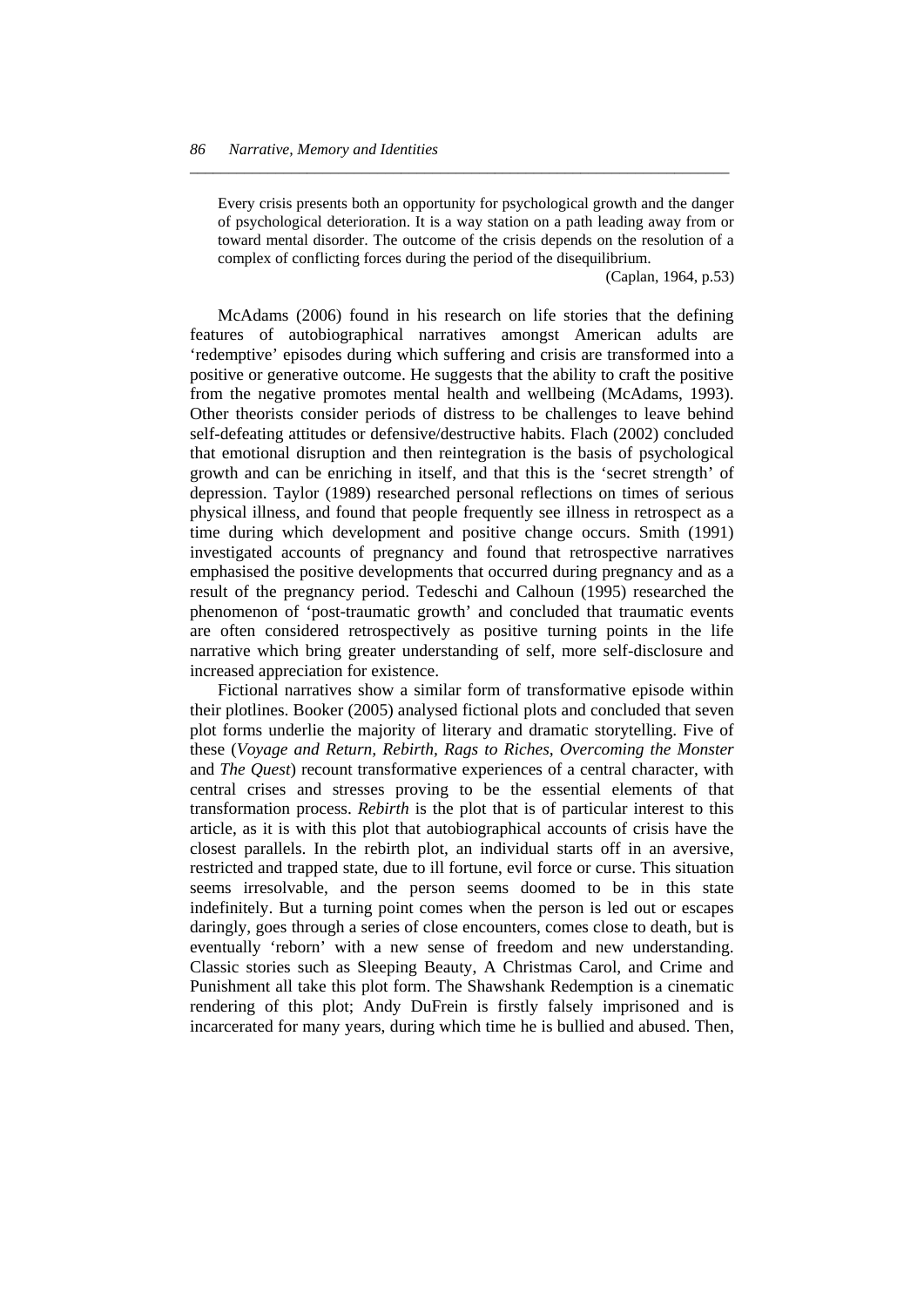> Every crisis presents both an opportunity for psychological growth and the danger of psychological deterioration. It is a way station on a path leading away from or toward mental disorder. The outcome of the crisis depends on the resolution of a complex of conflicting forces during the period of the disequilibrium.
>
> (Caplan, 1964, p.53)

McAdams (2006) found in his research on life stories that the defining features of autobiographical narratives amongst American adults are 'redemptive' episodes during which suffering and crisis are transformed into a positive or generative outcome. He suggests that the ability to craft the positive from the negative promotes mental health and wellbeing (McAdams, 1993). Other theorists consider periods of distress to be challenges to leave behind self-defeating attitudes or defensive/destructive habits. Flach (2002) concluded that emotional disruption and then reintegration is the basis of psychological growth and can be enriching in itself, and that this is the 'secret strength' of depression. Taylor (1989) researched personal reflections on times of serious physical illness, and found that people frequently see illness in retrospect as a time during which development and positive change occurs. Smith (1991) investigated accounts of pregnancy and found that retrospective narratives emphasised the positive developments that occurred during pregnancy and as a result of the pregnancy period. Tedeschi and Calhoun (1995) researched the phenomenon of 'post-traumatic growth' and concluded that traumatic events are often considered retrospectively as positive turning points in the life narrative which bring greater understanding of self, more self-disclosure and increased appreciation for existence.

Fictional narratives show a similar form of transformative episode within their plotlines. Booker (2005) analysed fictional plots and concluded that seven plot forms underlie the majority of literary and dramatic storytelling. Five of these (*Voyage and Return*, *Rebirth*, *Rags to Riches*, *Overcoming the Monster* and *The Quest*) recount transformative experiences of a central character, with central crises and stresses proving to be the essential elements of that transformation process. *Rebirth* is the plot that is of particular interest to this article, as it is with this plot that autobiographical accounts of crisis have the closest parallels. In the rebirth plot, an individual starts off in an aversive, restricted and trapped state, due to ill fortune, evil force or curse. This situation seems irresolvable, and the person seems doomed to be in this state indefinitely. But a turning point comes when the person is led out or escapes daringly, goes through a series of close encounters, comes close to death, but is eventually 'reborn' with a new sense of freedom and new understanding. Classic stories such as Sleeping Beauty, A Christmas Carol, and Crime and Punishment all take this plot form. The Shawshank Redemption is a cinematic rendering of this plot; Andy DuFrein is firstly falsely imprisoned and is incarcerated for many years, during which time he is bullied and abused. Then,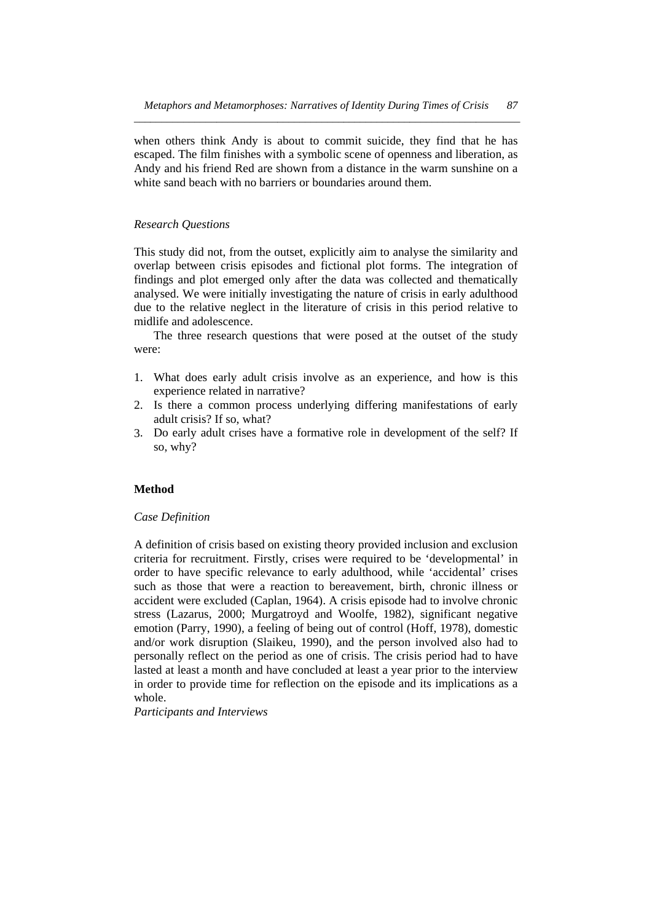when others think Andy is about to commit suicide, they find that he has escaped. The film finishes with a symbolic scene of openness and liberation, as Andy and his friend Red are shown from a distance in the warm sunshine on a white sand beach with no barriers or boundaries around them.

### *Research Questions*

This study did not, from the outset, explicitly aim to analyse the similarity and overlap between crisis episodes and fictional plot forms. The integration of findings and plot emerged only after the data was collected and thematically analysed. We were initially investigating the nature of crisis in early adulthood due to the relative neglect in the literature of crisis in this period relative to midlife and adolescence.

The three research questions that were posed at the outset of the study were:

1. What does early adult crisis involve as an experience, and how is this experience related in narrative?
2. Is there a common process underlying differing manifestations of early adult crisis? If so, what?
3. Do early adult crises have a formative role in development of the self? If so, why?

## **Method**

### *Case Definition*

A definition of crisis based on existing theory provided inclusion and exclusion criteria for recruitment. Firstly, crises were required to be 'developmental' in order to have specific relevance to early adulthood, while 'accidental' crises such as those that were a reaction to bereavement, birth, chronic illness or accident were excluded (Caplan, 1964). A crisis episode had to involve chronic stress (Lazarus, 2000; Murgatroyd and Woolfe, 1982), significant negative emotion (Parry, 1990), a feeling of being out of control (Hoff, 1978), domestic and/or work disruption (Slaikeu, 1990), and the person involved also had to personally reflect on the period as one of crisis. The crisis period had to have lasted at least a month and have concluded at least a year prior to the interview in order to provide time for reflection on the episode and its implications as a whole.

### *Participants and Interviews*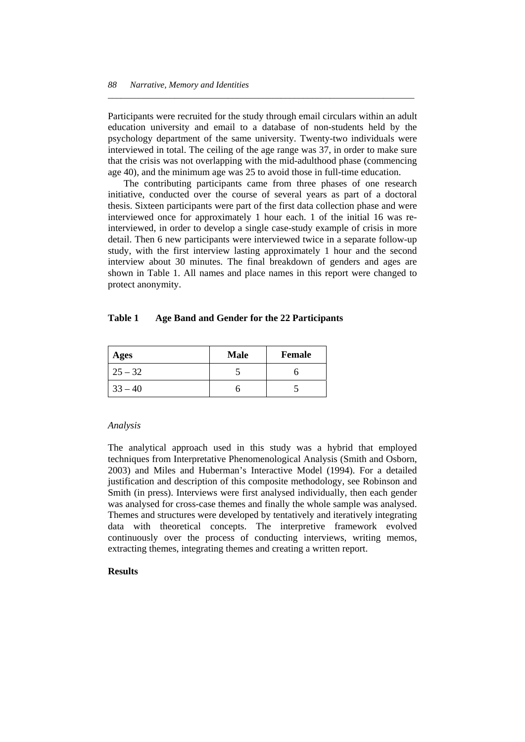Participants were recruited for the study through email circulars within an adult education university and email to a database of non-students held by the psychology department of the same university. Twenty-two individuals were interviewed in total. The ceiling of the age range was 37, in order to make sure that the crisis was not overlapping with the mid-adulthood phase (commencing age 40), and the minimum age was 25 to avoid those in full-time education.

The contributing participants came from three phases of one research initiative, conducted over the course of several years as part of a doctoral thesis. Sixteen participants were part of the first data collection phase and were interviewed once for approximately 1 hour each. 1 of the initial 16 was re-interviewed, in order to develop a single case-study example of crisis in more detail. Then 6 new participants were interviewed twice in a separate follow-up study, with the first interview lasting approximately 1 hour and the second interview about 30 minutes. The final breakdown of genders and ages are shown in Table 1. All names and place names in this report were changed to protect anonymity.

**Table 1 Age Band and Gender for the 22 Participants**

| Ages | Male | Female |
|---|---|---|
| 25 – 32 | 5 | 6 |
| 33 – 40 | 6 | 5 |

*Analysis*

The analytical approach used in this study was a hybrid that employed techniques from Interpretative Phenomenological Analysis (Smith and Osborn, 2003) and Miles and Huberman's Interactive Model (1994). For a detailed justification and description of this composite methodology, see Robinson and Smith (in press). Interviews were first analysed individually, then each gender was analysed for cross-case themes and finally the whole sample was analysed. Themes and structures were developed by tentatively and iteratively integrating data with theoretical concepts. The interpretive framework evolved continuously over the process of conducting interviews, writing memos, extracting themes, integrating themes and creating a written report.

**Results**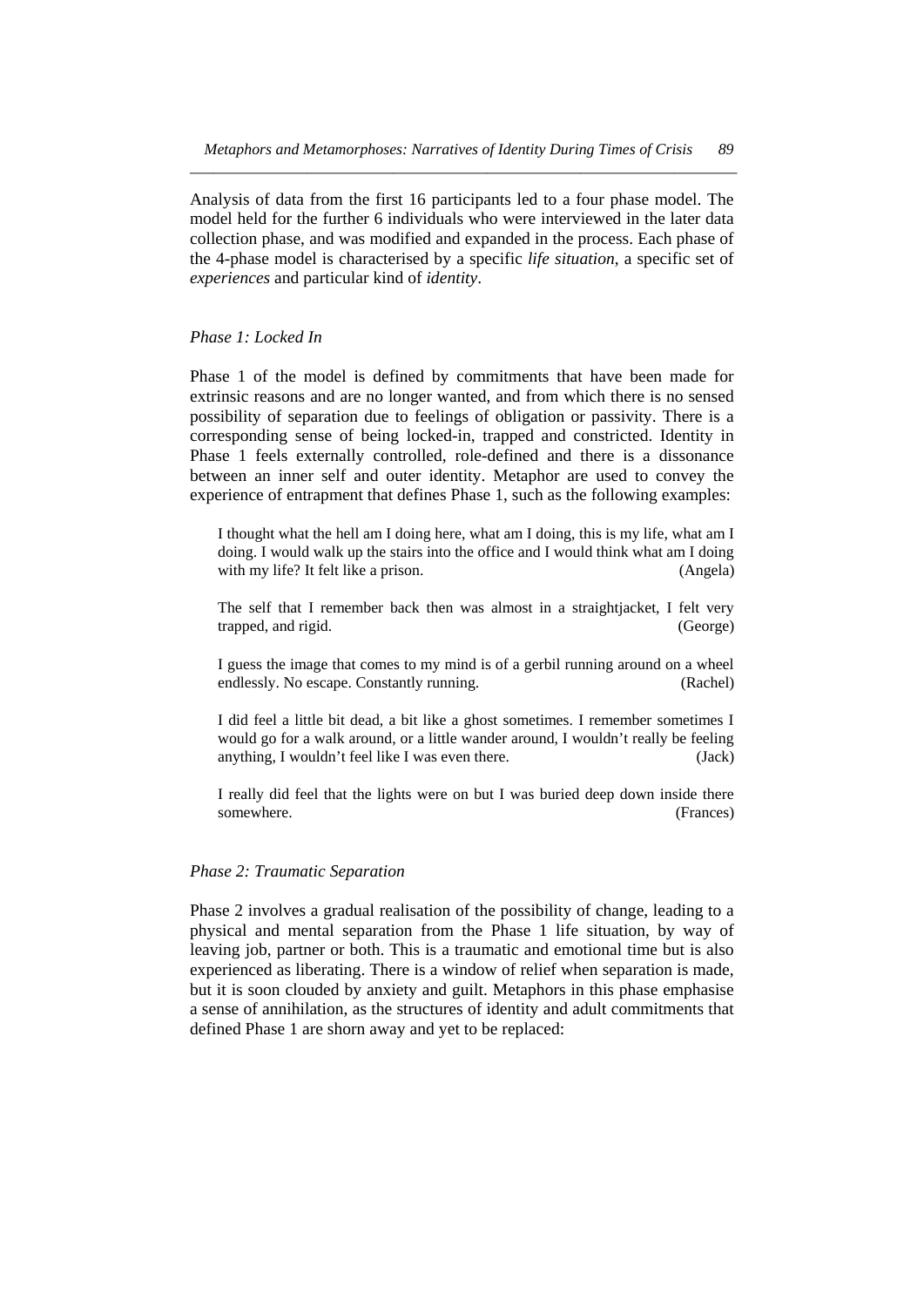Analysis of data from the first 16 participants led to a four phase model. The model held for the further 6 individuals who were interviewed in the later data collection phase, and was modified and expanded in the process. Each phase of the 4-phase model is characterised by a specific *life situation*, a specific set of *experiences* and particular kind of *identity*.

### *Phase 1: Locked In*

Phase 1 of the model is defined by commitments that have been made for extrinsic reasons and are no longer wanted, and from which there is no sensed possibility of separation due to feelings of obligation or passivity. There is a corresponding sense of being locked-in, trapped and constricted. Identity in Phase 1 feels externally controlled, role-defined and there is a dissonance between an inner self and outer identity. Metaphor are used to convey the experience of entrapment that defines Phase 1, such as the following examples:

> I thought what the hell am I doing here, what am I doing, this is my life, what am I doing. I would walk up the stairs into the office and I would think what am I doing with my life? It felt like a prison. (Angela)

> The self that I remember back then was almost in a straightjacket, I felt very trapped, and rigid. (George)

> I guess the image that comes to my mind is of a gerbil running around on a wheel endlessly. No escape. Constantly running. (Rachel)

> I did feel a little bit dead, a bit like a ghost sometimes. I remember sometimes I would go for a walk around, or a little wander around, I wouldn't really be feeling anything, I wouldn't feel like I was even there. (Jack)

> I really did feel that the lights were on but I was buried deep down inside there somewhere. (Frances)

### *Phase 2: Traumatic Separation*

Phase 2 involves a gradual realisation of the possibility of change, leading to a physical and mental separation from the Phase 1 life situation, by way of leaving job, partner or both. This is a traumatic and emotional time but is also experienced as liberating. There is a window of relief when separation is made, but it is soon clouded by anxiety and guilt. Metaphors in this phase emphasise a sense of annihilation, as the structures of identity and adult commitments that defined Phase 1 are shorn away and yet to be replaced: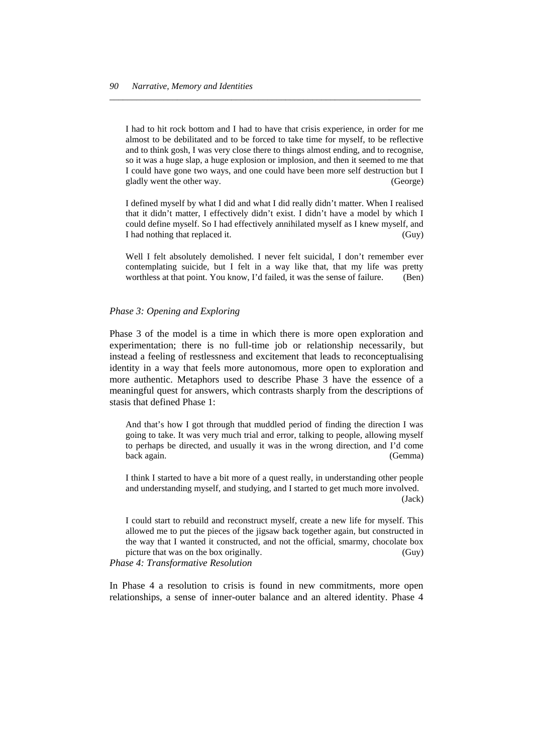> I had to hit rock bottom and I had to have that crisis experience, in order for me almost to be debilitated and to be forced to take time for myself, to be reflective and to think gosh, I was very close there to things almost ending, and to recognise, so it was a huge slap, a huge explosion or implosion, and then it seemed to me that I could have gone two ways, and one could have been more self destruction but I gladly went the other way. (George)

> I defined myself by what I did and what I did really didn't matter. When I realised that it didn't matter, I effectively didn't exist. I didn't have a model by which I could define myself. So I had effectively annihilated myself as I knew myself, and I had nothing that replaced it. (Guy)

> Well I felt absolutely demolished. I never felt suicidal, I don't remember ever contemplating suicide, but I felt in a way like that, that my life was pretty worthless at that point. You know, I'd failed, it was the sense of failure. (Ben)

*Phase 3: Opening and Exploring*

Phase 3 of the model is a time in which there is more open exploration and experimentation; there is no full-time job or relationship necessarily, but instead a feeling of restlessness and excitement that leads to reconceptualising identity in a way that feels more autonomous, more open to exploration and more authentic. Metaphors used to describe Phase 3 have the essence of a meaningful quest for answers, which contrasts sharply from the descriptions of stasis that defined Phase 1:

> And that's how I got through that muddled period of finding the direction I was going to take. It was very much trial and error, talking to people, allowing myself to perhaps be directed, and usually it was in the wrong direction, and I'd come back again. (Gemma)

> I think I started to have a bit more of a quest really, in understanding other people and understanding myself, and studying, and I started to get much more involved. (Jack)

> I could start to rebuild and reconstruct myself, create a new life for myself. This allowed me to put the pieces of the jigsaw back together again, but constructed in the way that I wanted it constructed, and not the official, smarmy, chocolate box picture that was on the box originally. (Guy)

*Phase 4: Transformative Resolution*

In Phase 4 a resolution to crisis is found in new commitments, more open relationships, a sense of inner-outer balance and an altered identity. Phase 4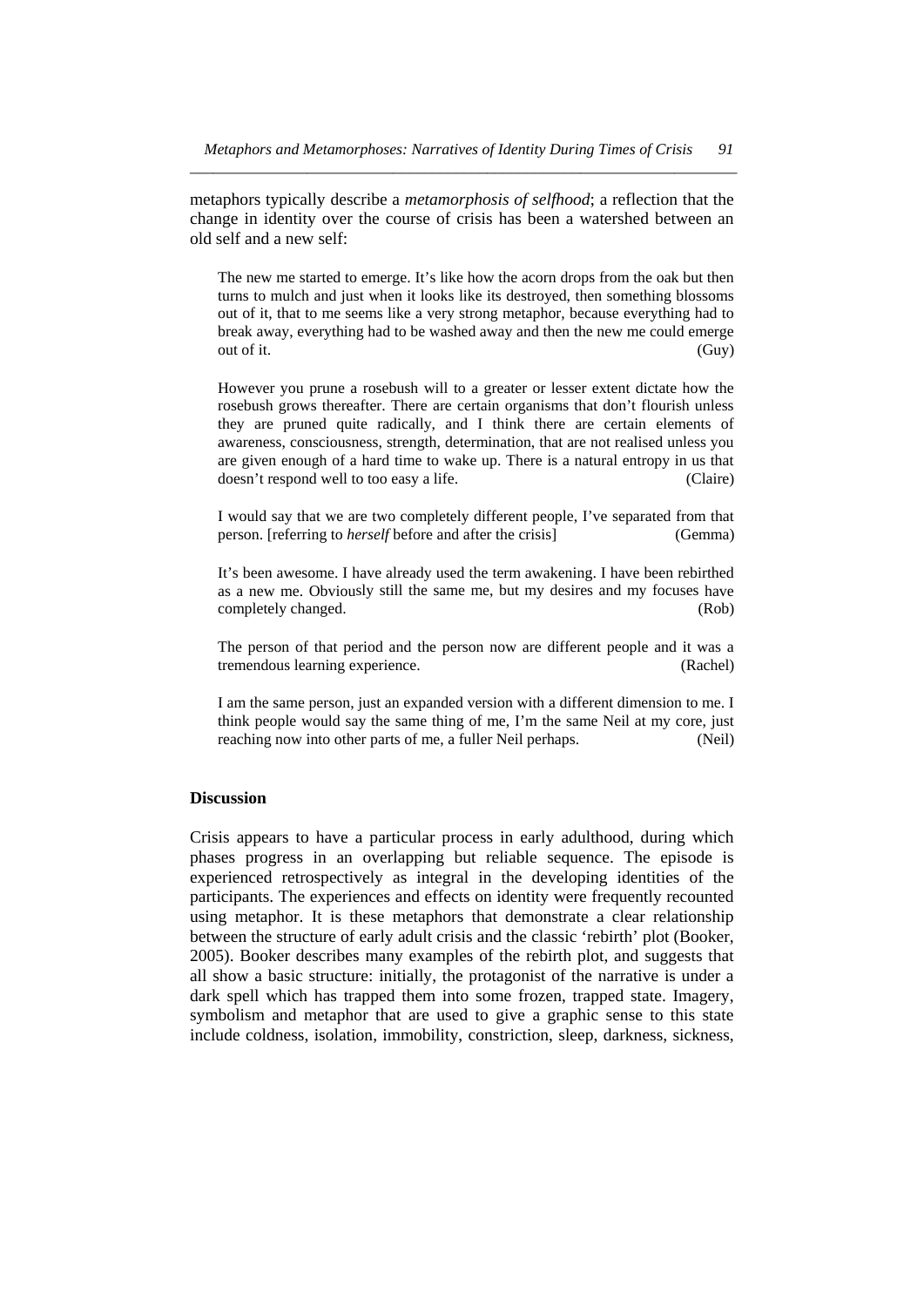metaphors typically describe a *metamorphosis of selfhood*; a reflection that the change in identity over the course of crisis has been a watershed between an old self and a new self:

> The new me started to emerge. It's like how the acorn drops from the oak but then turns to mulch and just when it looks like its destroyed, then something blossoms out of it, that to me seems like a very strong metaphor, because everything had to break away, everything had to be washed away and then the new me could emerge out of it. (Guy)

> However you prune a rosebush will to a greater or lesser extent dictate how the rosebush grows thereafter. There are certain organisms that don't flourish unless they are pruned quite radically, and I think there are certain elements of awareness, consciousness, strength, determination, that are not realised unless you are given enough of a hard time to wake up. There is a natural entropy in us that doesn't respond well to too easy a life. (Claire)

> I would say that we are two completely different people, I've separated from that person. [referring to *herself* before and after the crisis] (Gemma)

> It's been awesome. I have already used the term awakening. I have been rebirthed as a new me. Obviously still the same me, but my desires and my focuses have completely changed. (Rob)

> The person of that period and the person now are different people and it was a tremendous learning experience. (Rachel)

> I am the same person, just an expanded version with a different dimension to me. I think people would say the same thing of me, I'm the same Neil at my core, just reaching now into other parts of me, a fuller Neil perhaps. (Neil)

## Discussion

Crisis appears to have a particular process in early adulthood, during which phases progress in an overlapping but reliable sequence. The episode is experienced retrospectively as integral in the developing identities of the participants. The experiences and effects on identity were frequently recounted using metaphor. It is these metaphors that demonstrate a clear relationship between the structure of early adult crisis and the classic 'rebirth' plot (Booker, 2005). Booker describes many examples of the rebirth plot, and suggests that all show a basic structure: initially, the protagonist of the narrative is under a dark spell which has trapped them into some frozen, trapped state. Imagery, symbolism and metaphor that are used to give a graphic sense to this state include coldness, isolation, immobility, constriction, sleep, darkness, sickness,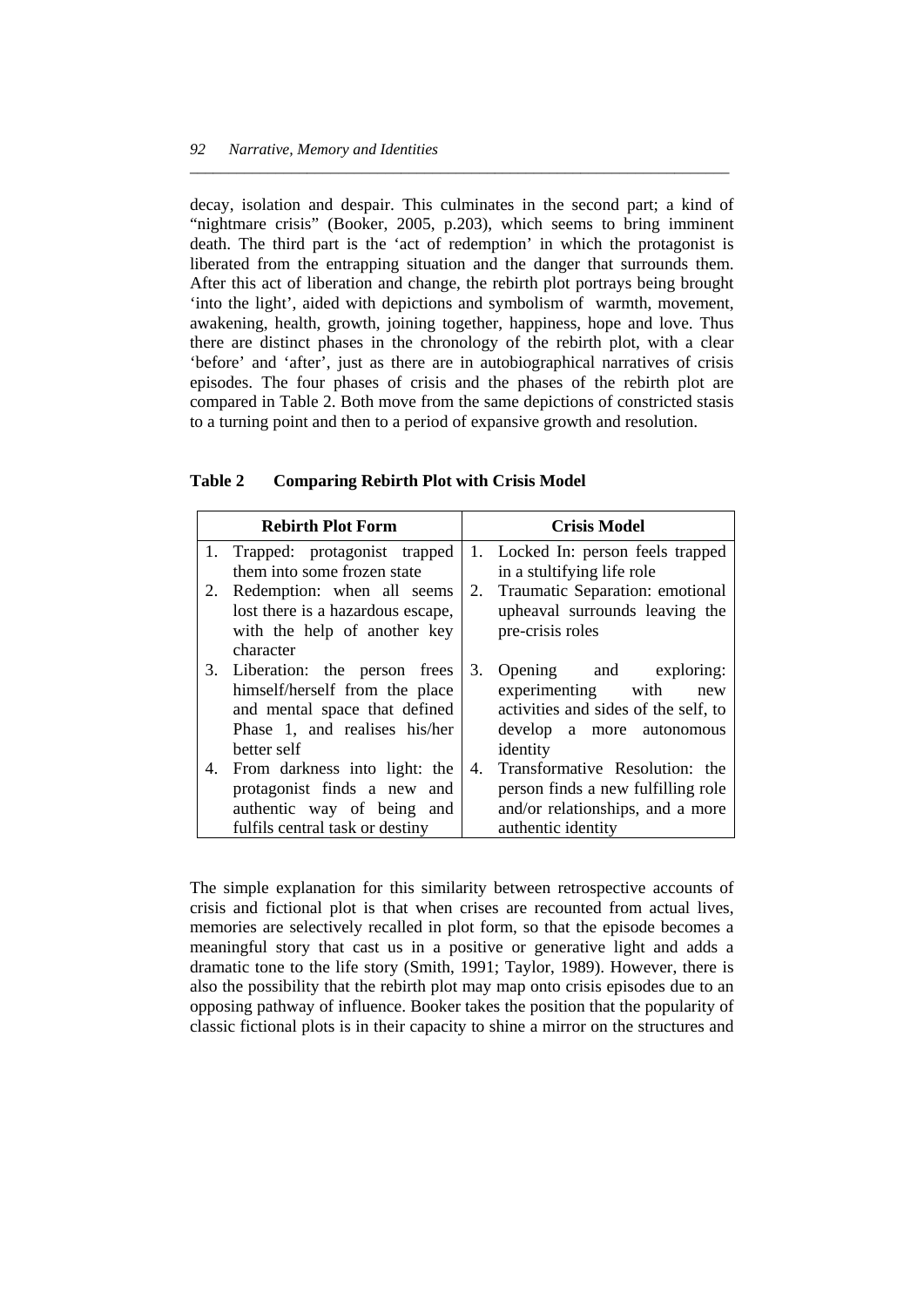decay, isolation and despair. This culminates in the second part; a kind of "nightmare crisis" (Booker, 2005, p.203), which seems to bring imminent death. The third part is the 'act of redemption' in which the protagonist is liberated from the entrapping situation and the danger that surrounds them. After this act of liberation and change, the rebirth plot portrays being brought 'into the light', aided with depictions and symbolism of warmth, movement, awakening, health, growth, joining together, happiness, hope and love. Thus there are distinct phases in the chronology of the rebirth plot, with a clear 'before' and 'after', just as there are in autobiographical narratives of crisis episodes. The four phases of crisis and the phases of the rebirth plot are compared in Table 2. Both move from the same depictions of constricted stasis to a turning point and then to a period of expansive growth and resolution.

**Table 2 Comparing Rebirth Plot with Crisis Model**

| Rebirth Plot Form | Crisis Model |
|---|---|
| 1. Trapped: protagonist trapped them into some frozen state | 1. Locked In: person feels trapped in a stultifying life role |
| 2. Redemption: when all seems lost there is a hazardous escape, with the help of another key character | 2. Traumatic Separation: emotional upheaval surrounds leaving the pre-crisis roles |
| 3. Liberation: the person frees himself/herself from the place and mental space that defined Phase 1, and realises his/her better self | 3. Opening and exploring: experimenting with new activities and sides of the self, to develop a more autonomous identity |
| 4. From darkness into light: the protagonist finds a new and authentic way of being and fulfils central task or destiny | 4. Transformative Resolution: the person finds a new fulfilling role and/or relationships, and a more authentic identity |

The simple explanation for this similarity between retrospective accounts of crisis and fictional plot is that when crises are recounted from actual lives, memories are selectively recalled in plot form, so that the episode becomes a meaningful story that cast us in a positive or generative light and adds a dramatic tone to the life story (Smith, 1991; Taylor, 1989). However, there is also the possibility that the rebirth plot may map onto crisis episodes due to an opposing pathway of influence. Booker takes the position that the popularity of classic fictional plots is in their capacity to shine a mirror on the structures and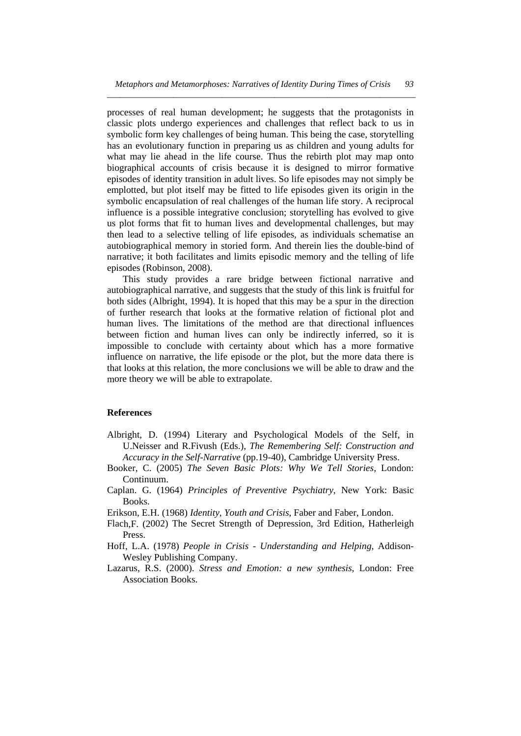processes of real human development; he suggests that the protagonists in classic plots undergo experiences and challenges that reflect back to us in symbolic form key challenges of being human. This being the case, storytelling has an evolutionary function in preparing us as children and young adults for what may lie ahead in the life course. Thus the rebirth plot may map onto biographical accounts of crisis because it is designed to mirror formative episodes of identity transition in adult lives. So life episodes may not simply be emplotted, but plot itself may be fitted to life episodes given its origin in the symbolic encapsulation of real challenges of the human life story. A reciprocal influence is a possible integrative conclusion; storytelling has evolved to give us plot forms that fit to human lives and developmental challenges, but may then lead to a selective telling of life episodes, as individuals schematise an autobiographical memory in storied form. And therein lies the double-bind of narrative; it both facilitates and limits episodic memory and the telling of life episodes (Robinson, 2008).

This study provides a rare bridge between fictional narrative and autobiographical narrative, and suggests that the study of this link is fruitful for both sides (Albright, 1994). It is hoped that this may be a spur in the direction of further research that looks at the formative relation of fictional plot and human lives. The limitations of the method are that directional influences between fiction and human lives can only be indirectly inferred, so it is impossible to conclude with certainty about which has a more formative influence on narrative, the life episode or the plot, but the more data there is that looks at this relation, the more conclusions we will be able to draw and the more theory we will be able to extrapolate.

## References

Albright, D. (1994) Literary and Psychological Models of the Self, in U.Neisser and R.Fivush (Eds.), *The Remembering Self: Construction and Accuracy in the Self-Narrative* (pp.19-40), Cambridge University Press.

Booker, C. (2005) *The Seven Basic Plots: Why We Tell Stories*, London: Continuum.

Caplan. G. (1964) *Principles of Preventive Psychiatry*, New York: Basic Books.

Erikson, E.H. (1968) *Identity, Youth and Crisis*, Faber and Faber, London.

Flach,F. (2002) The Secret Strength of Depression, 3rd Edition, Hatherleigh Press.

Hoff, L.A. (1978) *People in Crisis - Understanding and Helping*, Addison-Wesley Publishing Company.

Lazarus, R.S. (2000). *Stress and Emotion: a new synthesis*, London: Free Association Books.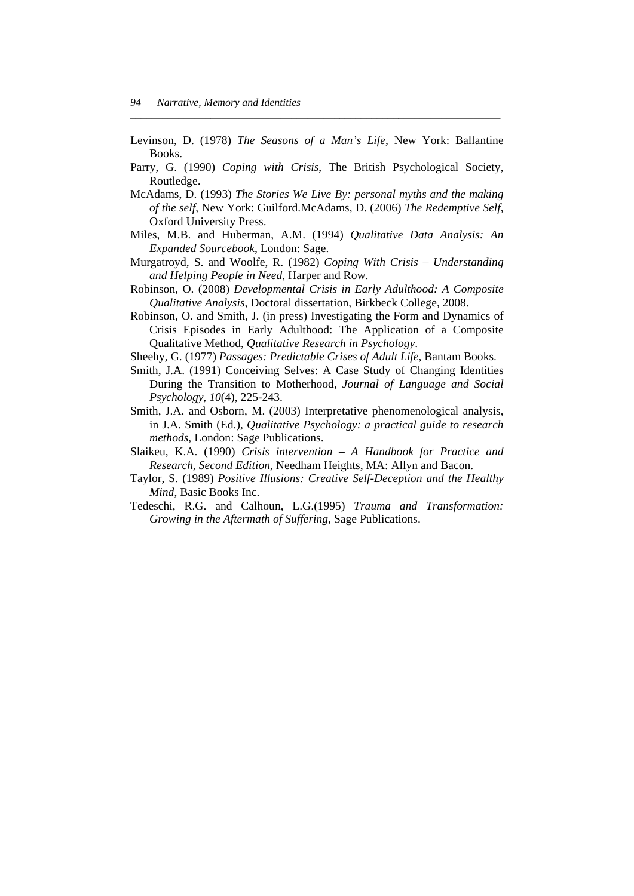Levinson, D. (1978) *The Seasons of a Man's Life*, New York: Ballantine Books.

Parry, G. (1990) *Coping with Crisis*, The British Psychological Society, Routledge.

McAdams, D. (1993) *The Stories We Live By: personal myths and the making of the self*, New York: Guilford.McAdams, D. (2006) *The Redemptive Self*, Oxford University Press.

Miles, M.B. and Huberman, A.M. (1994) *Qualitative Data Analysis: An Expanded Sourcebook*, London: Sage.

Murgatroyd, S. and Woolfe, R. (1982) *Coping With Crisis – Understanding and Helping People in Need*, Harper and Row.

Robinson, O. (2008) *Developmental Crisis in Early Adulthood: A Composite Qualitative Analysis*, Doctoral dissertation, Birkbeck College, 2008.

Robinson, O. and Smith, J. (in press) Investigating the Form and Dynamics of Crisis Episodes in Early Adulthood: The Application of a Composite Qualitative Method, *Qualitative Research in Psychology*.

Sheehy, G. (1977) *Passages: Predictable Crises of Adult Life*, Bantam Books.

Smith, J.A. (1991) Conceiving Selves: A Case Study of Changing Identities During the Transition to Motherhood, *Journal of Language and Social Psychology*, *10*(4), 225-243.

Smith, J.A. and Osborn, M. (2003) Interpretative phenomenological analysis, in J.A. Smith (Ed.), *Qualitative Psychology: a practical guide to research methods*, London: Sage Publications.

Slaikeu, K.A. (1990) *Crisis intervention – A Handbook for Practice and Research, Second Edition*, Needham Heights, MA: Allyn and Bacon.

Taylor, S. (1989) *Positive Illusions: Creative Self-Deception and the Healthy Mind*, Basic Books Inc.

Tedeschi, R.G. and Calhoun, L.G.(1995) *Trauma and Transformation: Growing in the Aftermath of Suffering*, Sage Publications.